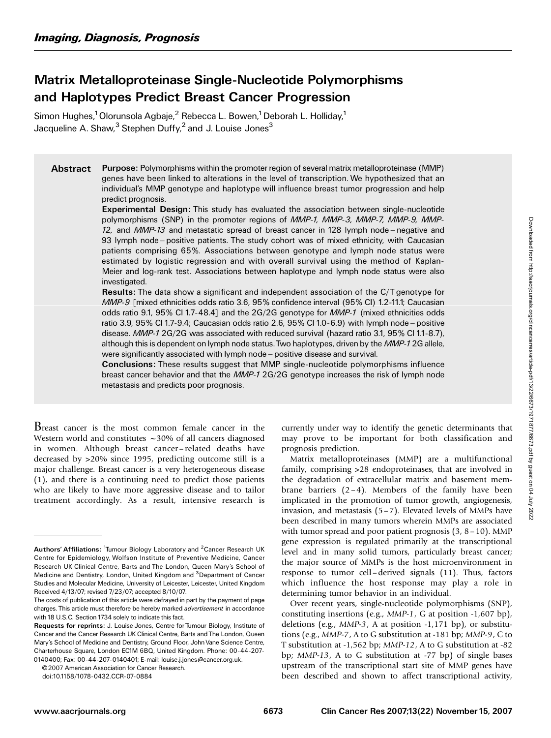*Imaging, Diagnosis, Prognosis*

# Matrix Metalloproteinase Single-Nucleotide Polymorphisms and Haplotypes Predict Breast Cancer Progression

Simon Hughes,[1] Olorunsola Agbaje,[2] Rebecca L. Bowen,[1] Deborah L. Holliday,[1] Jacqueline A. Shaw,[3] Stephen Duffy,[2] and J. Louise Jones[3]

## Abstract

**Purpose:** Polymorphisms within the promoter region of several matrix metalloproteinase (MMP) genes have been linked to alterations in the level of transcription. We hypothesized that an individual's MMP genotype and haplotype will influence breast tumor progression and help predict prognosis.

**Experimental Design:** This study has evaluated the association between single-nucleotide polymorphisms (SNP) in the promoter regions of *MMP-1, MMP-3, MMP-7, MMP-9, MMP-12,* and *MMP-13* and metastatic spread of breast cancer in 128 lymph node–negative and 93 lymph node–positive patients. The study cohort was of mixed ethnicity, with Caucasian patients comprising 65%. Associations between genotype and lymph node status were estimated by logistic regression and with overall survival using the method of Kaplan-Meier and log-rank test. Associations between haplotype and lymph node status were also investigated.

**Results:** The data show a significant and independent association of the C/T genotype for *MMP-9* [mixed ethnicities odds ratio 3.6, 95% confidence interval (95% CI) 1.2-11.1; Caucasian odds ratio 9.1, 95% CI 1.7-48.4] and the 2G/2G genotype for *MMP-1* (mixed ethnicities odds ratio 3.9, 95% CI 1.7-9.4; Caucasian odds ratio 2.6, 95% CI 1.0-6.9) with lymph node–positive disease. *MMP-1* 2G/2G was associated with reduced survival (hazard ratio 3.1, 95% CI 1.1-8.7), although this is dependent on lymph node status. Two haplotypes, driven by the *MMP-1* 2G allele, were significantly associated with lymph node–positive disease and survival.

**Conclusions:** These results suggest that MMP single-nucleotide polymorphisms influence breast cancer behavior and that the *MMP-1* 2G/2G genotype increases the risk of lymph node metastasis and predicts poor prognosis.

Breast cancer is the most common female cancer in the Western world and constitutes ~30% of all cancers diagnosed in women. Although breast cancer–related deaths have decreased by >20% since 1995, predicting outcome still is a major challenge. Breast cancer is a very heterogeneous disease (1), and there is a continuing need to predict those patients who are likely to have more aggressive disease and to tailor treatment accordingly. As a result, intensive research is currently under way to identify the genetic determinants that may prove to be important for both classification and prognosis prediction.

Matrix metalloproteinases (MMP) are a multifunctional family, comprising >28 endoproteinases, that are involved in the degradation of extracellular matrix and basement membrane barriers (2–4). Members of the family have been implicated in the promotion of tumor growth, angiogenesis, invasion, and metastasis (5–7). Elevated levels of MMPs have been described in many tumors wherein MMPs are associated with tumor spread and poor patient prognosis (3, 8–10). MMP gene expression is regulated primarily at the transcriptional level and in many solid tumors, particularly breast cancer; the major source of MMPs is the host microenvironment in response to tumor cell–derived signals (11). Thus, factors which influence the host response may play a role in determining tumor behavior in an individual.

Over recent years, single-nucleotide polymorphisms (SNP), constituting insertions (e.g., *MMP-1*, G at position -1,607 bp), deletions (e.g., *MMP-3*, A at position -1,171 bp), or substitutions (e.g., *MMP-7*, A to G substitution at -181 bp; *MMP-9*, C to T substitution at -1,562 bp; *MMP-12*, A to G substitution at -82 bp; *MMP-13*, A to G substitution at -77 bp) of single bases upstream of the transcriptional start site of MMP genes have been described and shown to affect transcriptional activity,

---

**Authors' Affiliations:** [1]Tumour Biology Laboratory and [2]Cancer Research UK Centre for Epidemiology, Wolfson Institute of Preventive Medicine, Cancer Research UK Clinical Centre, Barts and The London, Queen Mary's School of Medicine and Dentistry, London, United Kingdom and [3]Department of Cancer Studies and Molecular Medicine, University of Leicester, Leicester, United Kingdom

Received 4/13/07; revised 7/23/07; accepted 8/10/07.

The costs of publication of this article were defrayed in part by the payment of page charges. This article must therefore be hereby marked *advertisement* in accordance with 18 U.S.C. Section 1734 solely to indicate this fact.

**Requests for reprints:** J. Louise Jones, Centre for Tumour Biology, Institute of Cancer and the Cancer Research UK Clinical Centre, Barts and The London, Queen Mary's School of Medicine and Dentistry, Ground Floor, John Vane Science Centre, Charterhouse Square, London EC1M 6BQ, United Kingdom. Phone: 00-44-207-0140400; Fax: 00-44-207-0140401; E-mail: louise.j.jones@cancer.org.uk.

©2007 American Association for Cancer Research.

doi:10.1158/1078-0432.CCR-07-0884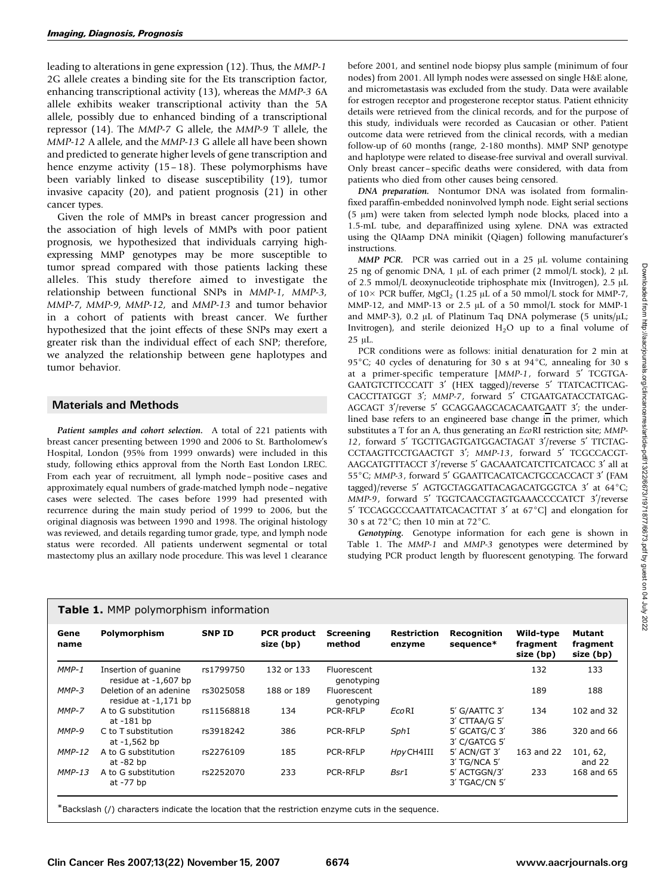leading to alterations in gene expression (12). Thus, the *MMP-1* 2G allele creates a binding site for the Ets transcription factor, enhancing transcriptional activity (13), whereas the *MMP-3* 6A allele exhibits weaker transcriptional activity than the 5A allele, possibly due to enhanced binding of a transcriptional repressor (14). The *MMP-7* G allele, the *MMP-9* T allele, the *MMP-12* A allele, and the *MMP-13* G allele all have been shown and predicted to generate higher levels of gene transcription and hence enzyme activity (15–18). These polymorphisms have been variably linked to disease susceptibility (19), tumor invasive capacity (20), and patient prognosis (21) in other cancer types.

Given the role of MMPs in breast cancer progression and the association of high levels of MMPs with poor patient prognosis, we hypothesized that individuals carrying high-expressing MMP genotypes may be more susceptible to tumor spread compared with those patients lacking these alleles. This study therefore aimed to investigate the relationship between functional SNPs in *MMP-1*, *MMP-3*, *MMP-7*, *MMP-9*, *MMP-12*, and *MMP-13* and tumor behavior in a cohort of patients with breast cancer. We further hypothesized that the joint effects of these SNPs may exert a greater risk than the individual effect of each SNP; therefore, we analyzed the relationship between gene haplotypes and tumor behavior.

## Materials and Methods

***Patient samples and cohort selection.*** A total of 221 patients with breast cancer presenting between 1990 and 2006 to St. Bartholomew's Hospital, London (95% from 1999 onwards) were included in this study, following ethics approval from the North East London LREC. From each year of recruitment, all lymph node–positive cases and approximately equal numbers of grade-matched lymph node–negative cases were selected. The cases before 1999 had presented with recurrence during the main study period of 1999 to 2006, but the original diagnosis was between 1990 and 1998. The original histology was reviewed, and details regarding tumor grade, type, and lymph node status were recorded. All patients underwent segmental or total mastectomy plus an axillary node procedure. This was level 1 clearance before 2001, and sentinel node biopsy plus sample (minimum of four nodes) from 2001. All lymph nodes were assessed on single H&E alone, and micrometastasis was excluded from the study. Data were available for estrogen receptor and progesterone receptor status. Patient ethnicity details were retrieved from the clinical records, and for the purpose of this study, individuals were recorded as Caucasian or other. Patient outcome data were retrieved from the clinical records, with a median follow-up of 60 months (range, 2-180 months). MMP SNP genotype and haplotype were related to disease-free survival and overall survival. Only breast cancer–specific deaths were considered, with data from patients who died from other causes being censored.

***DNA preparation.*** Nontumor DNA was isolated from formalin-fixed paraffin-embedded noninvolved lymph node. Eight serial sections (5 μm) were taken from selected lymph node blocks, placed into a 1.5-mL tube, and deparaffinized using xylene. DNA was extracted using the QIAmp DNA minikit (Qiagen) following manufacturer's instructions.

***MMP PCR.*** PCR was carried out in a 25 μL volume containing 25 ng of genomic DNA, 1 μL of each primer (2 mmol/L stock), 2 μL of 2.5 mmol/L deoxynucleotide triphosphate mix (Invitrogen), 2.5 μL of 10× PCR buffer, $MgCl_2$ (1.25 μL of a 50 mmol/L stock for MMP-7, MMP-12, and MMP-13 or 2.5 μL of a 50 mmol/L stock for MMP-1 and MMP-3), 0.2 μL of Platinum Taq DNA polymerase (5 units/μL; Invitrogen), and sterile deionized $H_2O$ up to a final volume of 25 μL.

PCR conditions were as follows: initial denaturation for 2 min at 95°C; 40 cycles of denaturing for 30 s at 94°C, annealing for 30 s at a primer-specific temperature [*MMP-1*, forward 5′ TCGTGA-GAATGTCTTCCCATT 3′ (HEX tagged)/reverse 5′ TTATCACTTCAG-CACCTTATGGT 3′; *MMP-7*, forward 5′ CTGAATGATACCTATGAG-AGCAGT 3′/reverse 5′ GCAGGAAGCACACAATGAATT 3′; the underlined base refers to an engineered base change in the primer, which substitutes a T for an A, thus generating an *Eco*RI restriction site; *MMP-12*, forward 5′ TGCTTGAGTGATGGACTAGAT 3′/reverse 5′ TTCTAG-CCTAAGTTCCTGAACTGT 3′; *MMP-13*, forward 5′ TCGCCACGT-AAGCATGTTTACCT 3′/reverse 5′ GACAAATCATCTTCATCACC 3′ all at 55°C; *MMP-3*, forward 5′ GGAATTCACATCACTGCCACCACT 3′ (FAM tagged)/reverse 5′ AGTGCTAGGATTACAGACATGGGTCA 3′ at 64°C; *MMP-9*, forward 5′ TGGTCAACGTAGTGAAACCCCATCT 3′/reverse 5′ TCCAGGCCCAATTATCACACTTAT 3′ at 67°C] and elongation for 30 s at 72°C; then 10 min at 72°C.

***Genotyping.*** Genotype information for each gene is shown in Table 1. The *MMP-1* and *MMP-3* genotypes were determined by studying PCR product length by fluorescent genotyping. The forward

**Table 1.** MMP polymorphism information

| Gene name | Polymorphism | SNP ID | PCR product size (bp) | Screening method | Restriction enzyme | Recognition sequence* | Wild-type fragment size (bp) | Mutant fragment size (bp) |
|---|---|---|---|---|---|---|---|---|
| *MMP-1* | Insertion of guanine residue at -1,607 bp | rs1799750 | 132 or 133 | Fluorescent genotyping | | | 132 | 133 |
| *MMP-3* | Deletion of an adenine residue at -1,171 bp | rs3025058 | 188 or 189 | Fluorescent genotyping | | | 189 | 188 |
| *MMP-7* | A to G substitution at -181 bp | rs11568818 | 134 | PCR-RFLP | *Eco*RI | 5′ G/AATTC 3′ 3′ CTTAA/G 5′ | 134 | 102 and 32 |
| *MMP-9* | C to T substitution at -1,562 bp | rs3918242 | 386 | PCR-RFLP | *Sph*I | 5′ GCATG/C 3′ 3′ C/GATCG 5′ | 386 | 320 and 66 |
| *MMP-12* | A to G substitution at -82 bp | rs2276109 | 185 | PCR-RFLP | *Hpy*CH4III | 5′ ACN/GT 3′ 3′ TG/NCA 5′ | 163 and 22 | 101, 62, and 22 |
| *MMP-13* | A to G substitution at -77 bp | rs2252070 | 233 | PCR-RFLP | *Bsr*I | 5′ ACTGGN/3′ 3′ TGAC/CN 5′ | 233 | 168 and 65 |

*Backslash (/) characters indicate the location that the restriction enzyme cuts in the sequence.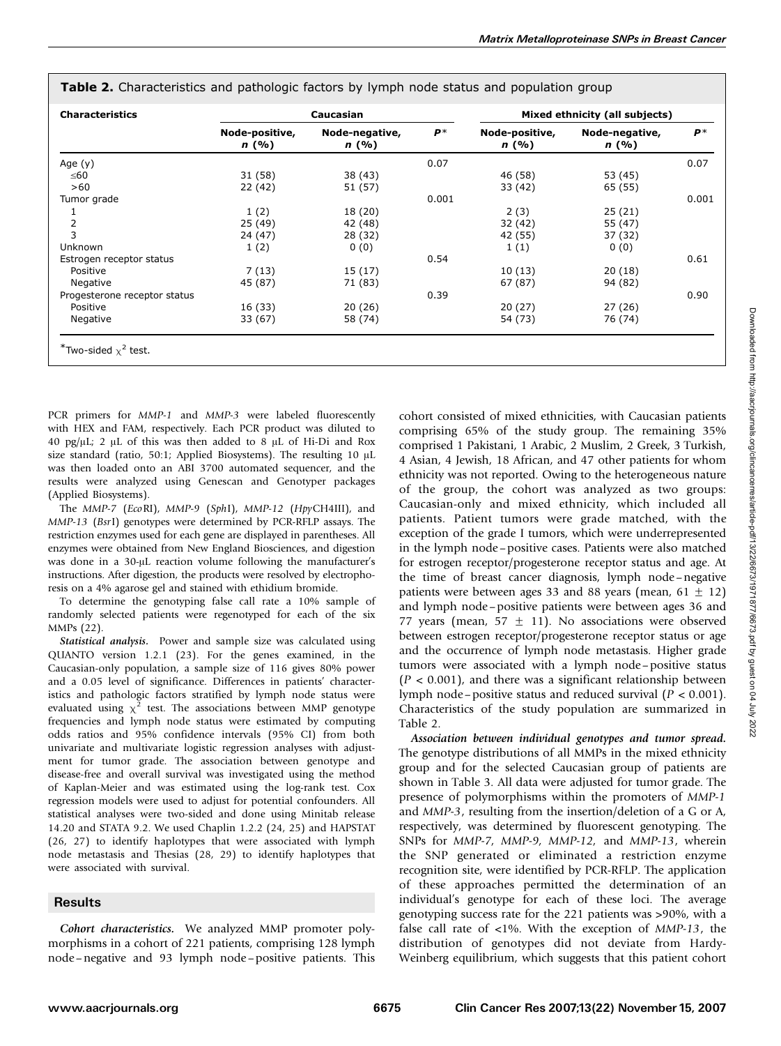**Table 2.** Characteristics and pathologic factors by lymph node status and population group

| Characteristics | Caucasian | | | Mixed ethnicity (all subjects) | | |
|---|---|---|---|---|---|---|
| | Node-positive, *n* (%) | Node-negative, *n* (%) | *P** | Node-positive, *n* (%) | Node-negative, *n* (%) | *P** |
| Age (y) | | | 0.07 | | | 0.07 |
| ≤60 | 31 (58) | 38 (43) | | 46 (58) | 53 (45) | |
| >60 | 22 (42) | 51 (57) | | 33 (42) | 65 (55) | |
| Tumor grade | | | 0.001 | | | 0.001 |
| 1 | 1 (2) | 18 (20) | | 2 (3) | 25 (21) | |
| 2 | 25 (49) | 42 (48) | | 32 (42) | 55 (47) | |
| 3 | 24 (47) | 28 (32) | | 42 (55) | 37 (32) | |
| Unknown | 1 (2) | 0 (0) | | 1 (1) | 0 (0) | |
| Estrogen receptor status | | | 0.54 | | | 0.61 |
| Positive | 7 (13) | 15 (17) | | 10 (13) | 20 (18) | |
| Negative | 45 (87) | 71 (83) | | 67 (87) | 94 (82) | |
| Progesterone receptor status | | | 0.39 | | | 0.90 |
| Positive | 16 (33) | 20 (26) | | 20 (27) | 27 (26) | |
| Negative | 33 (67) | 58 (74) | | 54 (73) | 76 (74) | |

*Two-sided $\chi^2$ test.

PCR primers for *MMP-1* and *MMP-3* were labeled fluorescently with HEX and FAM, respectively. Each PCR product was diluted to 40 pg/μL; 2 μL of this was then added to 8 μL of Hi-Di and Rox size standard (ratio, 50:1; Applied Biosystems). The resulting 10 μL was then loaded onto an ABI 3700 automated sequencer, and the results were analyzed using Genescan and Genotyper packages (Applied Biosystems).

The *MMP-7* (*Eco*RI), *MMP-9* (*Sph*I), *MMP-12* (*Hpy*CH4III), and *MMP-13* (*Bsr*I) genotypes were determined by PCR-RFLP assays. The restriction enzymes used for each gene are displayed in parentheses. All enzymes were obtained from New England Biosciences, and digestion was done in a 30-μL reaction volume following the manufacturer's instructions. After digestion, the products were resolved by electrophoresis on a 4% agarose gel and stained with ethidium bromide.

To determine the genotyping false call rate a 10% sample of randomly selected patients were regenotyped for each of the six MMPs (22).

***Statistical analysis.*** Power and sample size was calculated using QUANTO version 1.2.1 (23). For the genes examined, in the Caucasian-only population, a sample size of 116 gives 80% power and a 0.05 level of significance. Differences in patients' characteristics and pathologic factors stratified by lymph node status were evaluated using $\chi^2$ test. The associations between MMP genotype frequencies and lymph node status were estimated by computing odds ratios and 95% confidence intervals (95% CI) from both univariate and multivariate logistic regression analyses with adjustment for tumor grade. The association between genotype and disease-free and overall survival was investigated using the method of Kaplan-Meier and was estimated using the log-rank test. Cox regression models were used to adjust for potential confounders. All statistical analyses were two-sided and done using Minitab release 14.20 and STATA 9.2. We used Chaplin 1.2.2 (24, 25) and HAPSTAT (26, 27) to identify haplotypes that were associated with lymph node metastasis and Thesias (28, 29) to identify haplotypes that were associated with survival.

## Results

***Cohort characteristics.*** We analyzed MMP promoter polymorphisms in a cohort of 221 patients, comprising 128 lymph node–negative and 93 lymph node–positive patients. This cohort consisted of mixed ethnicities, with Caucasian patients comprising 65% of the study group. The remaining 35% comprised 1 Pakistani, 1 Arabic, 2 Muslim, 2 Greek, 3 Turkish, 4 Asian, 4 Jewish, 18 African, and 47 other patients for whom ethnicity was not reported. Owing to the heterogeneous nature of the group, the cohort was analyzed as two groups: Caucasian-only and mixed ethnicity, which included all patients. Patient tumors were grade matched, with the exception of the grade I tumors, which were underrepresented in the lymph node–positive cases. Patients were also matched for estrogen receptor/progesterone receptor status and age. At the time of breast cancer diagnosis, lymph node–negative patients were between ages 33 and 88 years (mean, 61 ± 12) and lymph node–positive patients were between ages 36 and 77 years (mean, 57 ± 11). No associations were observed between estrogen receptor/progesterone receptor status or age and the occurrence of lymph node metastasis. Higher grade tumors were associated with a lymph node–positive status ($P < 0.001$), and there was a significant relationship between lymph node–positive status and reduced survival ($P < 0.001$). Characteristics of the study population are summarized in Table 2.

***Association between individual genotypes and tumor spread.*** The genotype distributions of all MMPs in the mixed ethnicity group and for the selected Caucasian group of patients are shown in Table 3. All data were adjusted for tumor grade. The presence of polymorphisms within the promoters of *MMP-1* and *MMP-3*, resulting from the insertion/deletion of a G or A, respectively, was determined by fluorescent genotyping. The SNPs for *MMP-7*, *MMP-9*, *MMP-12*, and *MMP-13*, wherein the SNP generated or eliminated a restriction enzyme recognition site, were identified by PCR-RFLP. The application of these approaches permitted the determination of an individual's genotype for each of these loci. The average genotyping success rate for the 221 patients was >90%, with a false call rate of <1%. With the exception of *MMP-13*, the distribution of genotypes did not deviate from Hardy-Weinberg equilibrium, which suggests that this patient cohort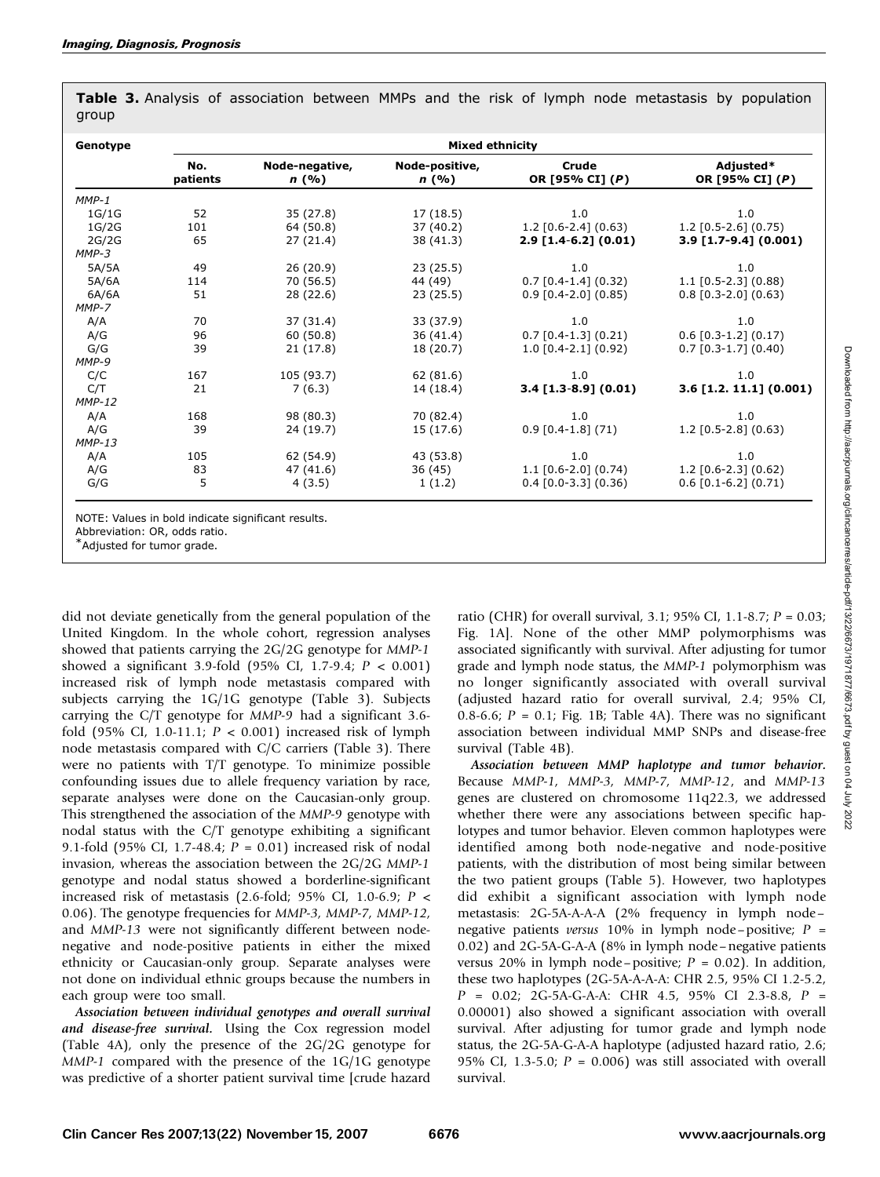**Table 3.** Analysis of association between MMPs and the risk of lymph node metastasis by population group

| Genotype | Mixed ethnicity | | | | |
|---|---|---|---|---|---|
| | No. patients | Node-negative, n (%) | Node-positive, n (%) | Crude OR [95% CI] (P) | Adjusted* OR [95% CI] (P) |
| *MMP-1* | | | | | |
| 1G/1G | 52 | 35 (27.8) | 17 (18.5) | 1.0 | 1.0 |
| 1G/2G | 101 | 64 (50.8) | 37 (40.2) | 1.2 [0.6-2.4] (0.63) | 1.2 [0.5-2.6] (0.75) |
| 2G/2G | 65 | 27 (21.4) | 38 (41.3) | **2.9 [1.4-6.2] (0.01)** | **3.9 [1.7-9.4] (0.001)** |
| *MMP-3* | | | | | |
| 5A/5A | 49 | 26 (20.9) | 23 (25.5) | 1.0 | 1.0 |
| 5A/6A | 114 | 70 (56.5) | 44 (49) | 0.7 [0.4-1.4] (0.32) | 1.1 [0.5-2.3] (0.88) |
| 6A/6A | 51 | 28 (22.6) | 23 (25.5) | 0.9 [0.4-2.0] (0.85) | 0.8 [0.3-2.0] (0.63) |
| *MMP-7* | | | | | |
| A/A | 70 | 37 (31.4) | 33 (37.9) | 1.0 | 1.0 |
| A/G | 96 | 60 (50.8) | 36 (41.4) | 0.7 [0.4-1.3] (0.21) | 0.6 [0.3-1.2] (0.17) |
| G/G | 39 | 21 (17.8) | 18 (20.7) | 1.0 [0.4-2.1] (0.92) | 0.7 [0.3-1.7] (0.40) |
| *MMP-9* | | | | | |
| C/C | 167 | 105 (93.7) | 62 (81.6) | 1.0 | 1.0 |
| C/T | 21 | 7 (6.3) | 14 (18.4) | **3.4 [1.3-8.9] (0.01)** | **3.6 [1.2. 11.1] (0.001)** |
| *MMP-12* | | | | | |
| A/A | 168 | 98 (80.3) | 70 (82.4) | 1.0 | 1.0 |
| A/G | 39 | 24 (19.7) | 15 (17.6) | 0.9 [0.4-1.8] (71) | 1.2 [0.5-2.8] (0.63) |
| *MMP-13* | | | | | |
| A/A | 105 | 62 (54.9) | 43 (53.8) | 1.0 | 1.0 |
| A/G | 83 | 47 (41.6) | 36 (45) | 1.1 [0.6-2.0] (0.74) | 1.2 [0.6-2.3] (0.62) |
| G/G | 5 | 4 (3.5) | 1 (1.2) | 0.4 [0.0-3.3] (0.36) | 0.6 [0.1-6.2] (0.71) |

NOTE: Values in bold indicate significant results.
Abbreviation: OR, odds ratio.
*Adjusted for tumor grade.

did not deviate genetically from the general population of the United Kingdom. In the whole cohort, regression analyses showed that patients carrying the 2G/2G genotype for *MMP-1* showed a significant 3.9-fold (95% CI, 1.7-9.4; $P < 0.001$) increased risk of lymph node metastasis compared with subjects carrying the 1G/1G genotype (Table 3). Subjects carrying the C/T genotype for *MMP-9* had a significant 3.6-fold (95% CI, 1.0-11.1; $P < 0.001$) increased risk of lymph node metastasis compared with C/C carriers (Table 3). There were no patients with T/T genotype. To minimize possible confounding issues due to allele frequency variation by race, separate analyses were done on the Caucasian-only group. This strengthened the association of the *MMP-9* genotype with nodal status with the C/T genotype exhibiting a significant 9.1-fold (95% CI, 1.7-48.4; $P = 0.01$) increased risk of nodal invasion, whereas the association between the 2G/2G *MMP-1* genotype and nodal status showed a borderline-significant increased risk of metastasis (2.6-fold; 95% CI, 1.0-6.9; $P < 0.06$). The genotype frequencies for *MMP-3*, *MMP-7*, *MMP-12*, and *MMP-13* were not significantly different between node-negative and node-positive patients in either the mixed ethnicity or Caucasian-only group. Separate analyses were not done on individual ethnic groups because the numbers in each group were too small.

***Association between individual genotypes and overall survival and disease-free survival.*** Using the Cox regression model (Table 4A), only the presence of the 2G/2G genotype for *MMP-1* compared with the presence of the 1G/1G genotype was predictive of a shorter patient survival time [crude hazard ratio (CHR) for overall survival, 3.1; 95% CI, 1.1-8.7; $P = 0.03$; Fig. 1A]. None of the other MMP polymorphisms was associated significantly with survival. After adjusting for tumor grade and lymph node status, the *MMP-1* polymorphism was no longer significantly associated with overall survival (adjusted hazard ratio for overall survival, 2.4; 95% CI, 0.8-6.6; $P = 0.1$; Fig. 1B; Table 4A). There was no significant association between individual MMP SNPs and disease-free survival (Table 4B).

***Association between MMP haplotype and tumor behavior.*** Because *MMP-1*, *MMP-3*, *MMP-7*, *MMP-12*, and *MMP-13* genes are clustered on chromosome 11q22.3, we addressed whether there were any associations between specific haplotypes and tumor behavior. Eleven common haplotypes were identified among both node-negative and node-positive patients, with the distribution of most being similar between the two patient groups (Table 5). However, two haplotypes did exhibit a significant association with lymph node metastasis: 2G-5A-A-A-A (2% frequency in lymph node–negative patients *versus* 10% in lymph node–positive; $P = 0.02$) and 2G-5A-G-A-A (8% in lymph node–negative patients versus 20% in lymph node–positive; $P = 0.02$). In addition, these two haplotypes (2G-5A-A-A-A: CHR 2.5, 95% CI 1.2-5.2, $P = 0.02$; 2G-5A-G-A-A: CHR 4.5, 95% CI 2.3-8.8, $P = 0.00001$) also showed a significant association with overall survival. After adjusting for tumor grade and lymph node status, the 2G-5A-G-A-A haplotype (adjusted hazard ratio, 2.6; 95% CI, 1.3-5.0; $P = 0.006$) was still associated with overall survival.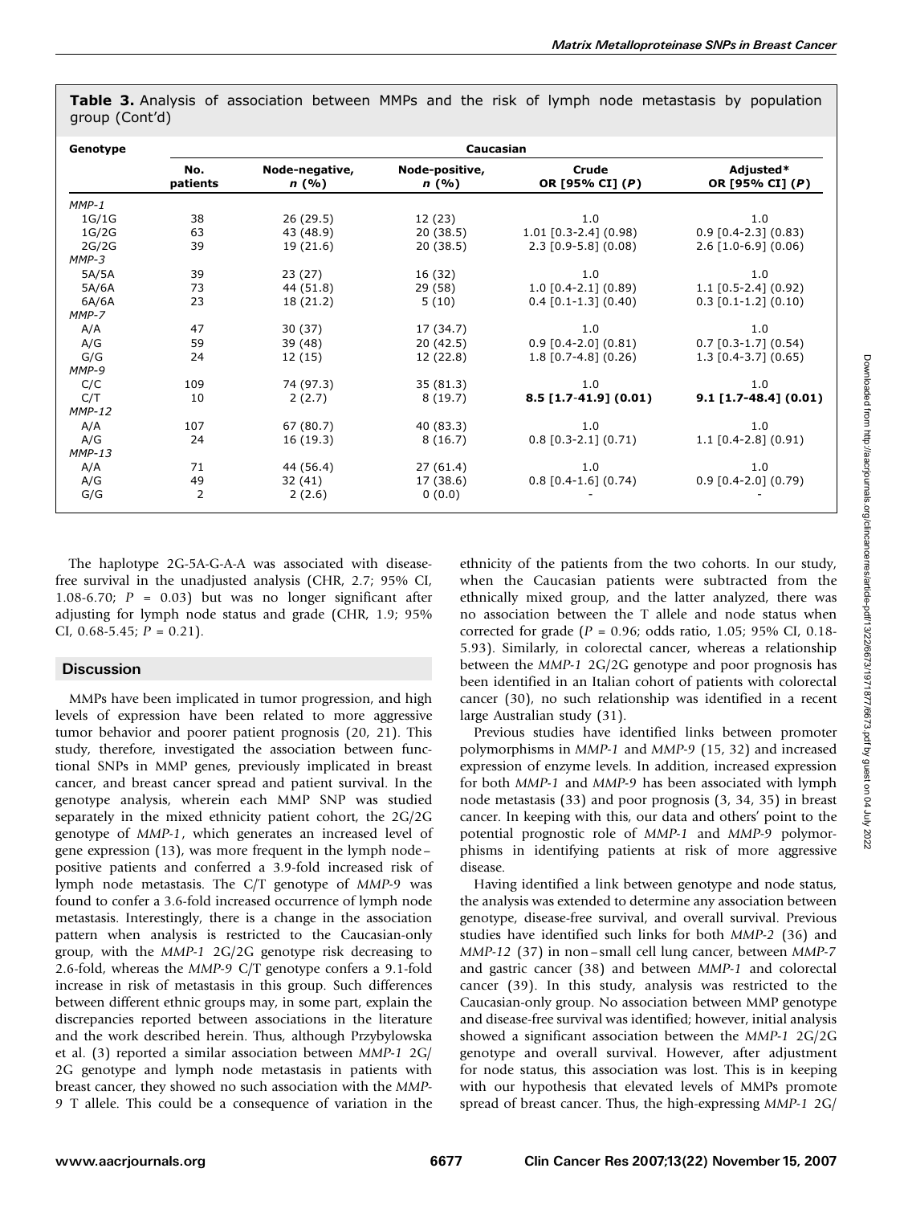**Table 3.** Analysis of association between MMPs and the risk of lymph node metastasis by population group (Cont'd)

| Genotype | Caucasian | | | | |
|---|---|---|---|---|---|
| | No. patients | Node-negative, n (%) | Node-positive, n (%) | Crude OR [95% CI] (P) | Adjusted* OR [95% CI] (P) |
| *MMP-1* | | | | | |
| 1G/1G | 38 | 26 (29.5) | 12 (23) | 1.0 | 1.0 |
| 1G/2G | 63 | 43 (48.9) | 20 (38.5) | 1.01 [0.3-2.4] (0.98) | 0.9 [0.4-2.3] (0.83) |
| 2G/2G | 39 | 19 (21.6) | 20 (38.5) | 2.3 [0.9-5.8] (0.08) | 2.6 [1.0-6.9] (0.06) |
| *MMP-3* | | | | | |
| 5A/5A | 39 | 23 (27) | 16 (32) | 1.0 | 1.0 |
| 5A/6A | 73 | 44 (51.8) | 29 (58) | 1.0 [0.4-2.1] (0.89) | 1.1 [0.5-2.4] (0.92) |
| 6A/6A | 23 | 18 (21.2) | 5 (10) | 0.4 [0.1-1.3] (0.40) | 0.3 [0.1-1.2] (0.10) |
| *MMP-7* | | | | | |
| A/A | 47 | 30 (37) | 17 (34.7) | 1.0 | 1.0 |
| A/G | 59 | 39 (48) | 20 (42.5) | 0.9 [0.4-2.0] (0.81) | 0.7 [0.3-1.7] (0.54) |
| G/G | 24 | 12 (15) | 12 (22.8) | 1.8 [0.7-4.8] (0.26) | 1.3 [0.4-3.7] (0.65) |
| *MMP-9* | | | | | |
| C/C | 109 | 74 (97.3) | 35 (81.3) | 1.0 | 1.0 |
| C/T | 10 | 2 (2.7) | 8 (19.7) | **8.5 [1.7-41.9] (0.01)** | **9.1 [1.7-48.4] (0.01)** |
| *MMP-12* | | | | | |
| A/A | 107 | 67 (80.7) | 40 (83.3) | 1.0 | 1.0 |
| A/G | 24 | 16 (19.3) | 8 (16.7) | 0.8 [0.3-2.1] (0.71) | 1.1 [0.4-2.8] (0.91) |
| *MMP-13* | | | | | |
| A/A | 71 | 44 (56.4) | 27 (61.4) | 1.0 | 1.0 |
| A/G | 49 | 32 (41) | 17 (38.6) | 0.8 [0.4-1.6] (0.74) | 0.9 [0.4-2.0] (0.79) |
| G/G | 2 | 2 (2.6) | 0 (0.0) | - | - |

The haplotype 2G-5A-G-A-A was associated with disease-free survival in the unadjusted analysis (CHR, 2.7; 95% CI, 1.08-6.70; $P = 0.03$) but was no longer significant after adjusting for lymph node status and grade (CHR, 1.9; 95% CI, 0.68-5.45; $P = 0.21$).

## Discussion

MMPs have been implicated in tumor progression, and high levels of expression have been related to more aggressive tumor behavior and poorer patient prognosis (20, 21). This study, therefore, investigated the association between functional SNPs in MMP genes, previously implicated in breast cancer, and breast cancer spread and patient survival. In the genotype analysis, wherein each MMP SNP was studied separately in the mixed ethnicity patient cohort, the 2G/2G genotype of *MMP-1*, which generates an increased level of gene expression (13), was more frequent in the lymph node–positive patients and conferred a 3.9-fold increased risk of lymph node metastasis. The C/T genotype of *MMP-9* was found to confer a 3.6-fold increased occurrence of lymph node metastasis. Interestingly, there is a change in the association pattern when analysis is restricted to the Caucasian-only group, with the *MMP-1* 2G/2G genotype risk decreasing to 2.6-fold, whereas the *MMP-9* C/T genotype confers a 9.1-fold increase in risk of metastasis in this group. Such differences between different ethnic groups may, in some part, explain the discrepancies reported between associations in the literature and the work described herein. Thus, although Przybylowska et al. (3) reported a similar association between *MMP-1* 2G/2G genotype and lymph node metastasis in patients with breast cancer, they showed no such association with the *MMP-9* T allele. This could be a consequence of variation in the ethnicity of the patients from the two cohorts. In our study, when the Caucasian patients were subtracted from the ethnically mixed group, and the latter analyzed, there was no association between the T allele and node status when corrected for grade ($P = 0.96$; odds ratio, 1.05; 95% CI, 0.18-5.93). Similarly, in colorectal cancer, whereas a relationship between the *MMP-1* 2G/2G genotype and poor prognosis has been identified in an Italian cohort of patients with colorectal cancer (30), no such relationship was identified in a recent large Australian study (31).

Previous studies have identified links between promoter polymorphisms in *MMP-1* and *MMP-9* (15, 32) and increased expression of enzyme levels. In addition, increased expression for both *MMP-1* and *MMP-9* has been associated with lymph node metastasis (33) and poor prognosis (3, 34, 35) in breast cancer. In keeping with this, our data and others' point to the potential prognostic role of *MMP-1* and *MMP-9* polymorphisms in identifying patients at risk of more aggressive disease.

Having identified a link between genotype and node status, the analysis was extended to determine any association between genotype, disease-free survival, and overall survival. Previous studies have identified such links for both *MMP-2* (36) and *MMP-12* (37) in non–small cell lung cancer, between *MMP-7* and gastric cancer (38) and between *MMP-1* and colorectal cancer (39). In this study, analysis was restricted to the Caucasian-only group. No association between MMP genotype and disease-free survival was identified; however, initial analysis showed a significant association between the *MMP-1* 2G/2G genotype and overall survival. However, after adjustment for node status, this association was lost. This is in keeping with our hypothesis that elevated levels of MMPs promote spread of breast cancer. Thus, the high-expressing *MMP-1* 2G/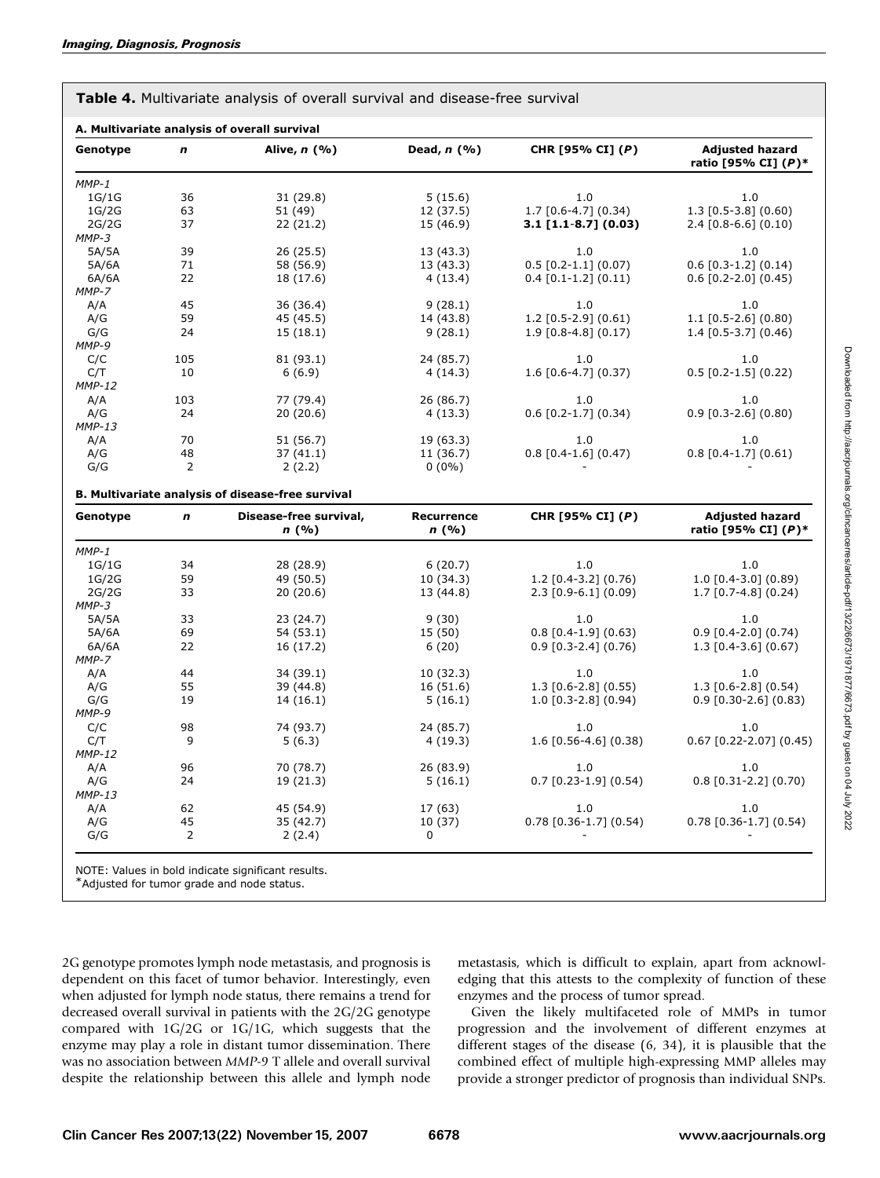**Table 4.** Multivariate analysis of overall survival and disease-free survival

**A. Multivariate analysis of overall survival**

| Genotype | *n* | Alive, *n* (%) | Dead, *n* (%) | CHR [95% CI] (*P*) | Adjusted hazard ratio [95% CI] (*P*)* |
|---|---|---|---|---|---|
| *MMP-1* | | | | | |
| 1G/1G | 36 | 31 (29.8) | 5 (15.6) | 1.0 | 1.0 |
| 1G/2G | 63 | 51 (49) | 12 (37.5) | 1.7 [0.6-4.7] (0.34) | 1.3 [0.5-3.8] (0.60) |
| 2G/2G | 37 | 22 (21.2) | 15 (46.9) | **3.1 [1.1-8.7] (0.03)** | 2.4 [0.8-6.6] (0.10) |
| *MMP-3* | | | | | |
| 5A/5A | 39 | 26 (25.5) | 13 (43.3) | 1.0 | 1.0 |
| 5A/6A | 71 | 58 (56.9) | 13 (43.3) | 0.5 [0.2-1.1] (0.07) | 0.6 [0.3-1.2] (0.14) |
| 6A/6A | 22 | 18 (17.6) | 4 (13.4) | 0.4 [0.1-1.2] (0.11) | 0.6 [0.2-2.0] (0.45) |
| *MMP-7* | | | | | |
| A/A | 45 | 36 (36.4) | 9 (28.1) | 1.0 | 1.0 |
| A/G | 59 | 45 (45.5) | 14 (43.8) | 1.2 [0.5-2.9] (0.61) | 1.1 [0.5-2.6] (0.80) |
| G/G | 24 | 15 (18.1) | 9 (28.1) | 1.9 [0.8-4.8] (0.17) | 1.4 [0.5-3.7] (0.46) |
| *MMP-9* | | | | | |
| C/C | 105 | 81 (93.1) | 24 (85.7) | 1.0 | 1.0 |
| C/T | 10 | 6 (6.9) | 4 (14.3) | 1.6 [0.6-4.7] (0.37) | 0.5 [0.2-1.5] (0.22) |
| *MMP-12* | | | | | |
| A/A | 103 | 77 (79.4) | 26 (86.7) | 1.0 | 1.0 |
| A/G | 24 | 20 (20.6) | 4 (13.3) | 0.6 [0.2-1.7] (0.34) | 0.9 [0.3-2.6] (0.80) |
| *MMP-13* | | | | | |
| A/A | 70 | 51 (56.7) | 19 (63.3) | 1.0 | 1.0 |
| A/G | 48 | 37 (41.1) | 11 (36.7) | 0.8 [0.4-1.6] (0.47) | 0.8 [0.4-1.7] (0.61) |
| G/G | 2 | 2 (2.2) | 0 (0%) | - | - |

**B. Multivariate analysis of disease-free survival**

| Genotype | *n* | Disease-free survival, *n* (%) | Recurrence *n* (%) | CHR [95% CI] (*P*) | Adjusted hazard ratio [95% CI] (*P*)* |
|---|---|---|---|---|---|
| *MMP-1* | | | | | |
| 1G/1G | 34 | 28 (28.9) | 6 (20.7) | 1.0 | 1.0 |
| 1G/2G | 59 | 49 (50.5) | 10 (34.3) | 1.2 [0.4-3.2] (0.76) | 1.0 [0.4-3.0] (0.89) |
| 2G/2G | 33 | 20 (20.6) | 13 (44.8) | 2.3 [0.9-6.1] (0.09) | 1.7 [0.7-4.8] (0.24) |
| *MMP-3* | | | | | |
| 5A/5A | 33 | 23 (24.7) | 9 (30) | 1.0 | 1.0 |
| 5A/6A | 69 | 54 (53.1) | 15 (50) | 0.8 [0.4-1.9] (0.63) | 0.9 [0.4-2.0] (0.74) |
| 6A/6A | 22 | 16 (17.2) | 6 (20) | 0.9 [0.3-2.4] (0.76) | 1.3 [0.4-3.6] (0.67) |
| *MMP-7* | | | | | |
| A/A | 44 | 34 (39.1) | 10 (32.3) | 1.0 | 1.0 |
| A/G | 55 | 39 (44.8) | 16 (51.6) | 1.3 [0.6-2.8] (0.55) | 1.3 [0.6-2.8] (0.54) |
| G/G | 19 | 14 (16.1) | 5 (16.1) | 1.0 [0.3-2.8] (0.94) | 0.9 [0.30-2.6] (0.83) |
| *MMP-9* | | | | | |
| C/C | 98 | 74 (93.7) | 24 (85.7) | 1.0 | 1.0 |
| C/T | 9 | 5 (6.3) | 4 (19.3) | 1.6 [0.56-4.6] (0.38) | 0.67 [0.22-2.07] (0.45) |
| *MMP-12* | | | | | |
| A/A | 96 | 70 (78.7) | 26 (83.9) | 1.0 | 1.0 |
| A/G | 24 | 19 (21.3) | 5 (16.1) | 0.7 [0.23-1.9] (0.54) | 0.8 [0.31-2.2] (0.70) |
| *MMP-13* | | | | | |
| A/A | 62 | 45 (54.9) | 17 (63) | 1.0 | 1.0 |
| A/G | 45 | 35 (42.7) | 10 (37) | 0.78 [0.36-1.7] (0.54) | 0.78 [0.36-1.7] (0.54) |
| G/G | 2 | 2 (2.4) | 0 | - | - |

NOTE: Values in bold indicate significant results.
*Adjusted for tumor grade and node status.

2G genotype promotes lymph node metastasis, and prognosis is dependent on this facet of tumor behavior. Interestingly, even when adjusted for lymph node status, there remains a trend for decreased overall survival in patients with the 2G/2G genotype compared with 1G/2G or 1G/1G, which suggests that the enzyme may play a role in distant tumor dissemination. There was no association between *MMP-9* T allele and overall survival despite the relationship between this allele and lymph node metastasis, which is difficult to explain, apart from acknowledging that this attests to the complexity of function of these enzymes and the process of tumor spread.

Given the likely multifaceted role of MMPs in tumor progression and the involvement of different enzymes at different stages of the disease (6, 34), it is plausible that the combined effect of multiple high-expressing MMP alleles may provide a stronger predictor of prognosis than individual SNPs.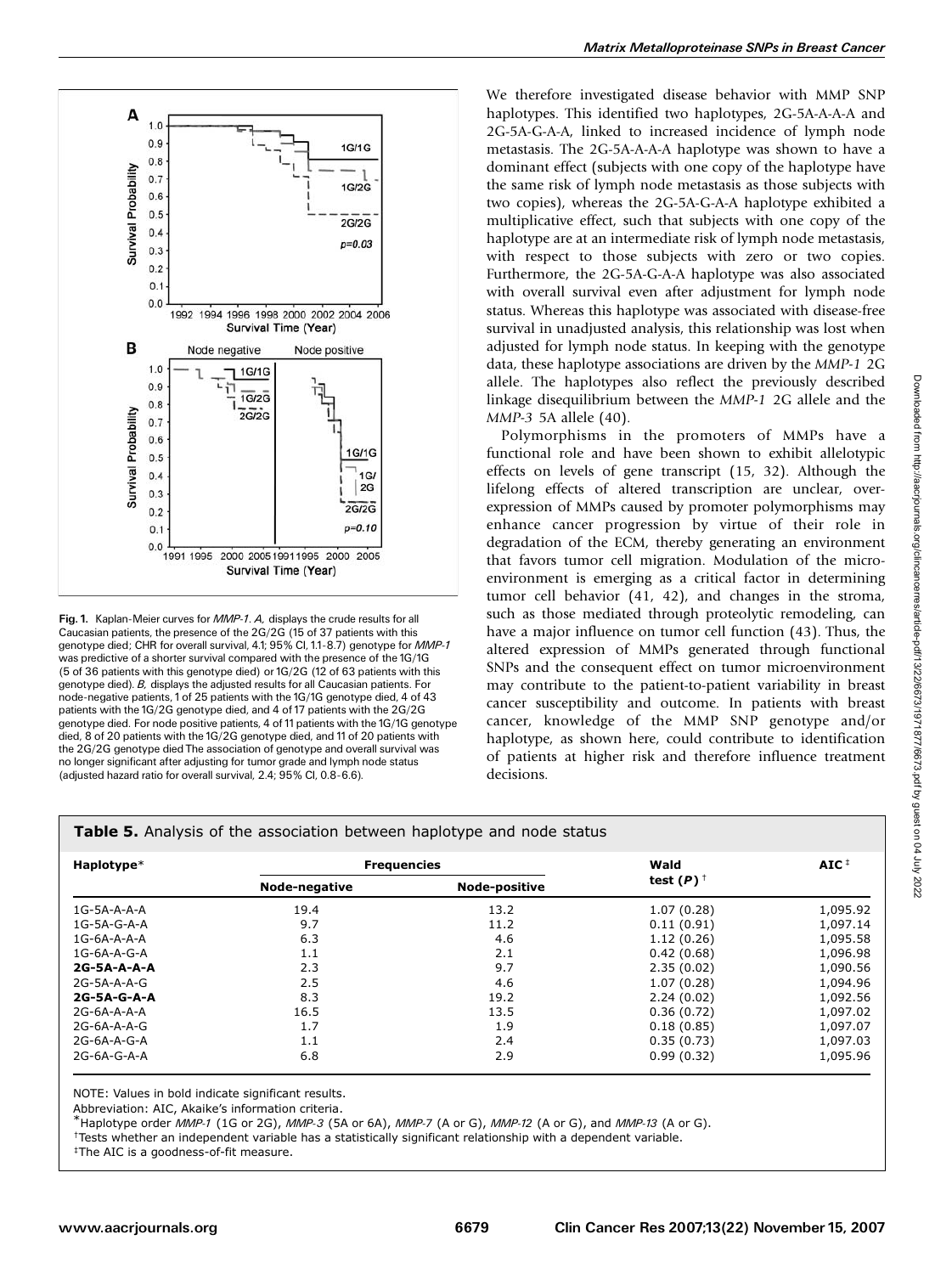Fig. 1. Kaplan-Meier curves for *MMP-1*. *A,* displays the crude results for all Caucasian patients, the presence of the 2G/2G (15 of 37 patients with this genotype died; CHR for overall survival, 4.1; 95% CI, 1.1-8.7) genotype for *MMP-1* was predictive of a shorter survival compared with the presence of the 1G/1G (5 of 36 patients with this genotype died) or 1G/2G (12 of 63 patients with this genotype died). *B,* displays the adjusted results for all Caucasian patients. For node-negative patients, 1 of 25 patients with the 1G/1G genotype died, 4 of 43 patients with the 1G/2G genotype died, and 4 of 17 patients with the 2G/2G genotype died. For node positive patients, 4 of 11 patients with the 1G/1G genotype died, 8 of 20 patients with the 1G/2G genotype died, and 11 of 20 patients with the 2G/2G genotype died The association of genotype and overall survival was no longer significant after adjusting for tumor grade and lymph node status (adjusted hazard ratio for overall survival, 2.4; 95% CI, 0.8-6.6).

We therefore investigated disease behavior with MMP SNP haplotypes. This identified two haplotypes, 2G-5A-A-A-A and 2G-5A-G-A-A, linked to increased incidence of lymph node metastasis. The 2G-5A-A-A-A haplotype was shown to have a dominant effect (subjects with one copy of the haplotype have the same risk of lymph node metastasis as those subjects with two copies), whereas the 2G-5A-G-A-A haplotype exhibited a multiplicative effect, such that subjects with one copy of the haplotype are at an intermediate risk of lymph node metastasis, with respect to those subjects with zero or two copies. Furthermore, the 2G-5A-G-A-A haplotype was also associated with overall survival even after adjustment for lymph node status. Whereas this haplotype was associated with disease-free survival in unadjusted analysis, this relationship was lost when adjusted for lymph node status. In keeping with the genotype data, these haplotype associations are driven by the *MMP-1* 2G allele. The haplotypes also reflect the previously described linkage disequilibrium between the *MMP-1* 2G allele and the *MMP-3* 5A allele (40).

Polymorphisms in the promoters of MMPs have a functional role and have been shown to exhibit allelotypic effects on levels of gene transcript (15, 32). Although the lifelong effects of altered transcription are unclear, over-expression of MMPs caused by promoter polymorphisms may enhance cancer progression by virtue of their role in degradation of the ECM, thereby generating an environment that favors tumor cell migration. Modulation of the micro-environment is emerging as a critical factor in determining tumor cell behavior (41, 42), and changes in the stroma, such as those mediated through proteolytic remodeling, can have a major influence on tumor cell function (43). Thus, the altered expression of MMPs generated through functional SNPs and the consequent effect on tumor microenvironment may contribute to the patient-to-patient variability in breast cancer susceptibility and outcome. In patients with breast cancer, knowledge of the MMP SNP genotype and/or haplotype, as shown here, could contribute to identification of patients at higher risk and therefore influence treatment decisions.

**Table 5.** Analysis of the association between haplotype and node status

| Haplotype* | Frequencies | | Wald test ($P$)[†] | AIC[‡] |
|---|---|---|---|---|
| | Node-negative | Node-positive | | |
| 1G-5A-A-A-A | 19.4 | 13.2 | 1.07 (0.28) | 1,095.92 |
| 1G-5A-G-A-A | 9.7 | 11.2 | 0.11 (0.91) | 1,097.14 |
| 1G-6A-A-A-A | 6.3 | 4.6 | 1.12 (0.26) | 1,095.58 |
| 1G-6A-A-G-A | 1.1 | 2.1 | 0.42 (0.68) | 1,096.98 |
| **2G-5A-A-A-A** | 2.3 | 9.7 | 2.35 (0.02) | 1,090.56 |
| 2G-5A-A-A-G | 2.5 | 4.6 | 1.07 (0.28) | 1,094.96 |
| **2G-5A-G-A-A** | 8.3 | 19.2 | 2.24 (0.02) | 1,092.56 |
| 2G-6A-A-A-A | 16.5 | 13.5 | 0.36 (0.72) | 1,097.02 |
| 2G-6A-A-A-G | 1.7 | 1.9 | 0.18 (0.85) | 1,097.07 |
| 2G-6A-A-G-A | 1.1 | 2.4 | 0.35 (0.73) | 1,097.03 |
| 2G-6A-G-A-A | 6.8 | 2.9 | 0.99 (0.32) | 1,095.96 |

NOTE: Values in bold indicate significant results.

Abbreviation: AIC, Akaike's information criteria.

*Haplotype order *MMP-1* (1G or 2G), *MMP-3* (5A or 6A), *MMP-7* (A or G), *MMP-12* (A or G), and *MMP-13* (A or G).

[†]Tests whether an independent variable has a statistically significant relationship with a dependent variable.

[‡]The AIC is a goodness-of-fit measure.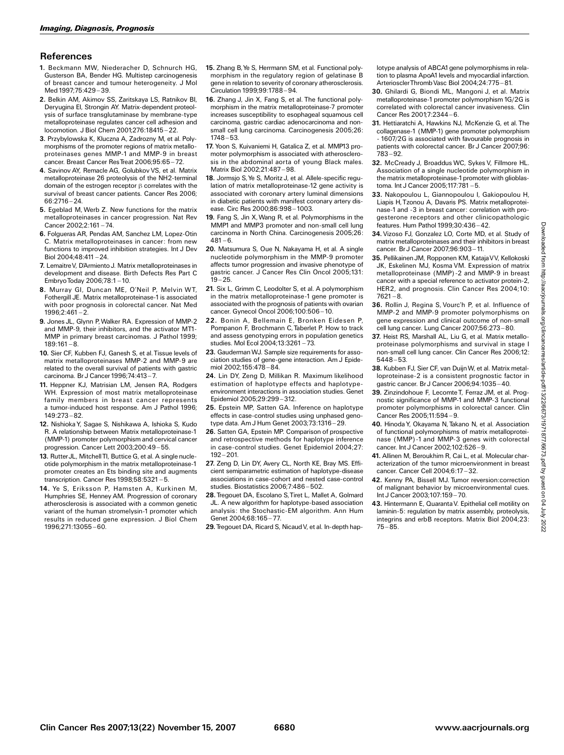## References

1. Beckmann MW, Niederacher D, Schnurch HG, Gusterson BA, Bender HG. Multistep carcinogenesis of breast cancer and tumour heterogeneity. J Mol Med 1997;75:429–39.
2. Belkin AM, Akimov SS, Zaritskaya LS, Ratnikov BI, Deryugina EI, Strongin AY. Matrix-dependent proteolysis of surface transglutaminase by membrane-type metalloproteinase regulates cancer cell adhesion and locomotion. J Biol Chem 2001;276:18415–22.
3. Przybylowska K, Kluczna A, Zadrozny M, et al. Polymorphisms of the promoter regions of matrix metalloproteinases genes MMP-1 and MMP-9 in breast cancer. Breast Cancer Res Treat 2006;95:65–72.
4. Savinov AY, Remacle AG, Golubkov VS, et al. Matrix metalloproteinase 26 proteolysis of the NH2-terminal domain of the estrogen receptor β correlates with the survival of breast cancer patients. Cancer Res 2006; 66:2716–24.
5. Egeblad M, Werb Z. New functions for the matrix metalloproteinases in cancer progression. Nat Rev Cancer 2002;2:161–74.
6. Folgueras AR, Pendas AM, Sanchez LM, Lopez-Otin C. Matrix metalloproteinases in cancer: from new functions to improved inhibition strategies. Int J Dev Biol 2004;48:411–24.
7. Lemaitre V, D'Armiento J. Matrix metalloproteinases in development and disease. Birth Defects Res Part C Embryo Today 2006;78:1–10.
8. Murray GI, Duncan ME, O'Neil P, Melvin WT, Fothergill JE. Matrix metalloproteinase-1 is associated with poor prognosis in colorectal cancer. Nat Med 1996;2:461–2.
9. Jones JL, Glynn P, Walker RA. Expression of MMP-2 and MMP-9, their inhibitors, and the activator MT1-MMP in primary breast carcinomas. J Pathol 1999; 189:161–8.
10. Sier CF, Kubben FJ, Ganesh S, et al. Tissue levels of matrix metalloproteinases MMP-2 and MMP-9 are related to the overall survival of patients with gastric carcinoma. Br J Cancer 1996;74:413–7.
11. Heppner KJ, Matrisian LM, Jensen RA, Rodgers WH. Expression of most matrix metalloproteinase family members in breast cancer represents a tumor-induced host response. Am J Pathol 1996; 149:273–82.
12. Nishioka Y, Sagae S, Nishikawa A, Ishioka S, Kudo R. A relationship between Matrix metalloproteinase-1 (MMP-1) promoter polymorphism and cervical cancer progression. Cancer Lett 2003;200:49–55.
13. Rutter JL, Mitchell TI, Buttice G, et al. A single nucleotide polymorphism in the matrix metalloproteinase-1 promoter creates an Ets binding site and augments transcription. Cancer Res 1998;58:5321–5.
14. Ye S, Eriksson P, Hamsten A, Kurkinen M, Humphries SE, Henney AM. Progression of coronary atherosclerosis is associated with a common genetic variant of the human stromelysin-1 promoter which results in reduced gene expression. J Biol Chem 1996;271:13055–60.
15. Zhang B, Ye S, Herrmann SM, et al. Functional polymorphism in the regulatory region of gelatinase B gene in relation to severity of coronary atherosclerosis. Circulation 1999;99:1788–94.
16. Zhang J, Jin X, Fang S, et al. The functional polymorphism in the matrix metalloproteinase-7 promoter increases susceptibility to esophageal squamous cell carcinoma, gastric cardiac adenocarcinoma and non-small cell lung carcinoma. Carcinogenesis 2005;26: 1748–53.
17. Yoon S, Kuivaniemi H, Gatalica Z, et al. MMP13 promoter polymorphism is associated with atherosclerosis in the abdominal aorta of young Black males. Matrix Biol 2002;21:487–98.
18. Jormsjo S, Ye S, Moritz J, et al. Allele-specific regulation of matrix metalloproteinase-12 gene activity is associated with coronary artery luminal dimensions in diabetic patients with manifest coronary artery disease. Circ Res 2000;86:998–1003.
19. Fang S, Jin X, Wang R, et al. Polymorphisms in the MMP1 and MMP3 promoter and non-small cell lung carcinoma in North China. Carcinogenesis 2005;26: 481–6.
20. Matsumura S, Oue N, Nakayama H, et al. A single nucleotide polymorphism in the MMP-9 promoter affects tumor progression and invasive phenotype of gastric cancer. J Cancer Res Clin Oncol 2005;131: 19–25.
21. Six L, Grimm C, Leodolter S, et al. A polymorphism in the matrix metalloproteinase-1 gene promoter is associated with the prognosis of patients with ovarian cancer. Gynecol Oncol 2006;100:506–10.
22. Bonin A, Bellemain E, Bronken Eidesen P, Pompanon F, Brochmann C, Taberlet P. How to track and assess genotyping errors in population genetics studies. Mol Ecol 2004;13:3261–73.
23. Gauderman WJ. Sample size requirements for association studies of gene-gene interaction. Am J Epidemiol 2002;155:478–84.
24. Lin DY, Zeng D, Millikan R. Maximum likelihood estimation of haplotype effects and haplotype-environment interactions in association studies. Genet Epidemiol 2005;29:299–312.
25. Epstein MP, Satten GA. Inference on haplotype effects in case-control studies using unphased genotype data. Am J Hum Genet 2003;73:1316–29.
26. Satten GA, Epstein MP. Comparison of prospective and retrospective methods for haplotype inference in case-control studies. Genet Epidemiol 2004;27: 192–201.
27. Zeng D, Lin DY, Avery CL, North KE, Bray MS. Efficient semiparametric estimation of haplotype-disease associations in case-cohort and nested case-control studies. Biostatistics 2006;7:486–502.
28. Tregouet DA, Escolano S, Tiret L, Mallet A, Golmard JL. A new algorithm for haplotype-based association analysis: the Stochastic-EM algorithm. Ann Hum Genet 2004;68:165–77.
29. Tregouet DA, Ricard S, Nicaud V, et al. In-depth haplotype analysis of ABCA1 gene polymorphisms in relation to plasma ApoA1 levels and myocardial infarction. Arterioscler Thromb Vasc Biol 2004;24:775–81.
30. Ghilardi G, Biondi ML, Mangoni J, et al. Matrix metalloproteinase-1 promoter polymorphism 1G/2G is correlated with colorectal cancer invasiveness. Clin Cancer Res 2001;7:2344–6.
31. Hettiaratchi A, Hawkins NJ, McKenzie G, et al. The collagenase-1 (MMP-1) gene promoter polymorphism - 1607/2G is associated with favourable prognosis in patients with colorectal cancer. Br J Cancer 2007;96: 783–92.
32. McCready J, Broaddus WC, Sykes V, Fillmore HL. Association of a single nucleotide polymorphism in the matrix metalloproteinase-1 promoter with glioblastoma. Int J Cancer 2005;117:781–5.
33. Nakopoulou L, Giannopoulou I, Gakiopoulou H, Liapis H, Tzonou A, Davaris PS. Matrix metalloproteinase-1 and -3 in breast cancer: correlation with progesterone receptors and other clinicopathologic features. Hum Pathol 1999;30:436–42.
34. Vizoso FJ, Gonzalez LO, Corte MD, et al. Study of matrix metalloproteinases and their inhibitors in breast cancer. Br J Cancer 2007;96:903–11.
35. Pellikainen JM, Ropponen KM, Kataja VV, Kellokoski JK, Eskelinen MJ, Kosma VM. Expression of matrix metalloproteinase (MMP)-2 and MMP-9 in breast cancer with a special reference to activator protein-2, HER2, and prognosis. Clin Cancer Res 2004;10: 7621–8.
36. Rollin J, Regina S, Vourc'h P, et al. Influence of MMP-2 and MMP-9 promoter polymorphisms on gene expression and clinical outcome of non-small cell lung cancer. Lung Cancer 2007;56:273–80.
37. Heist RS, Marshall AL, Liu G, et al. Matrix metalloproteinase polymorphisms and survival in stage I non-small cell lung cancer. Clin Cancer Res 2006;12: 5448–53.
38. Kubben FJ, Sier CF, van Duijn W, et al. Matrix metalloproteinase-2 is a consistent prognostic factor in gastric cancer. Br J Cancer 2006;94:1035–40.
39. Zinzindohoue F, Lecomte T, Ferraz JM, et al. Prognostic significance of MMP-1 and MMP-3 functional promoter polymorphisms in colorectal cancer. Clin Cancer Res 2005;11:594–9.
40. Hinoda Y, Okayama N, Takano N, et al. Association of functional polymorphisms of matrix metalloproteinase (MMP)-1 and MMP-3 genes with colorectal cancer. Int J Cancer 2002;102:526–9.
41. Allinen M, Beroukhim R, Cai L, et al. Molecular characterization of the tumor microenvironment in breast cancer. Cancer Cell 2004;6:17–32.
42. Kenny PA, Bissell MJ. Tumor reversion:correction of malignant behavior by microenvironmental cues. Int J Cancer 2003;107:159–70.
43. Hintermann E, Quaranta V. Epithelial cell motility on laminin-5: regulation by matrix assembly, proteolysis, integrins and erbB receptors. Matrix Biol 2004;23: 75–85.